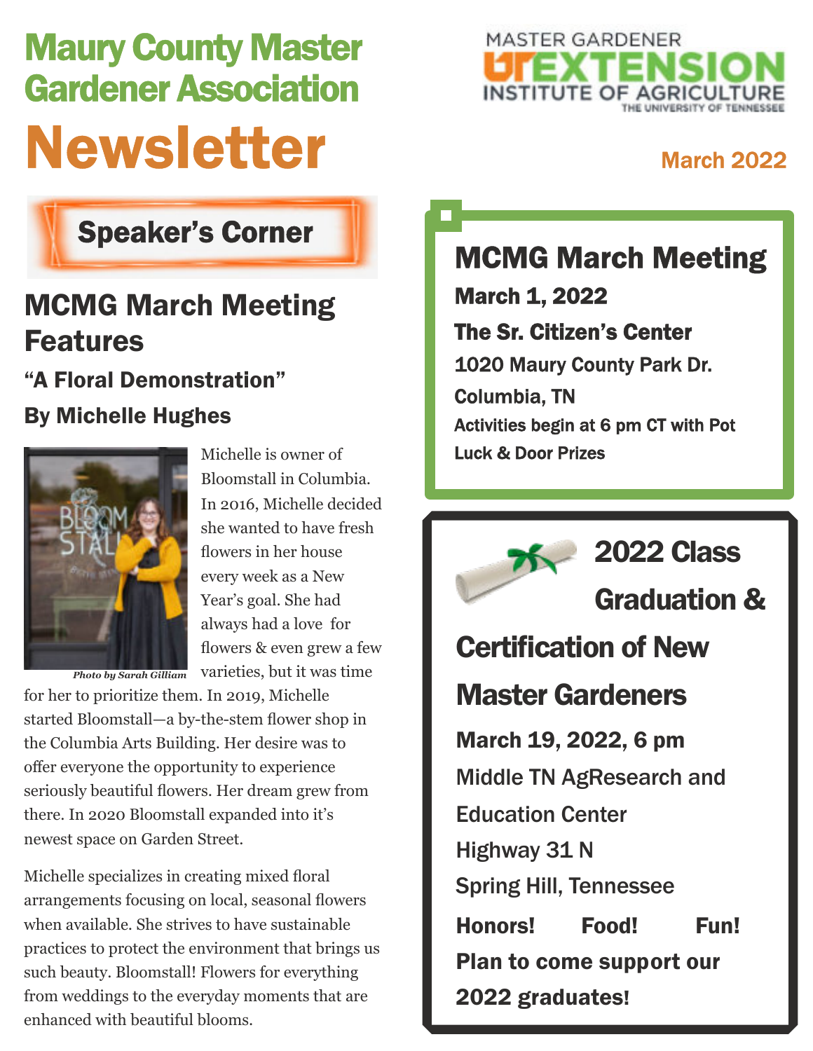# Maury County Master Gardener Association

# Newsletter

MASTER GARDENER
UT EXTENSION
INSTITUTE OF AGRICULTURE
THE UNIVERSITY OF TENNESSEE

March 2022

## Speaker's Corner

## MCMG March Meeting Features

### "A Floral Demonstration"

### By Michelle Hughes

*Photo by Sarah Gilliam*

Michelle is owner of Bloomstall in Columbia. In 2016, Michelle decided she wanted to have fresh flowers in her house every week as a New Year's goal. She had always had a love for flowers & even grew a few varieties, but it was time for her to prioritize them. In 2019, Michelle started Bloomstall—a by-the-stem flower shop in the Columbia Arts Building. Her desire was to offer everyone the opportunity to experience seriously beautiful flowers. Her dream grew from there. In 2020 Bloomstall expanded into it's newest space on Garden Street.

Michelle specializes in creating mixed floral arrangements focusing on local, seasonal flowers when available. She strives to have sustainable practices to protect the environment that brings us such beauty. Bloomstall! Flowers for everything from weddings to the everyday moments that are enhanced with beautiful blooms.

## MCMG March Meeting

**March 1, 2022**

**The Sr. Citizen's Center**

**1020 Maury County Park Dr.**

**Columbia, TN**

**Activities begin at 6 pm CT with Pot Luck & Door Prizes**

## 2022 Class Graduation & Certification of New Master Gardeners

**March 19, 2022, 6 pm**

Middle TN AgResearch and Education Center

Highway 31 N

Spring Hill, Tennessee

**Honors! Food! Fun!**

**Plan to come support our 2022 graduates!**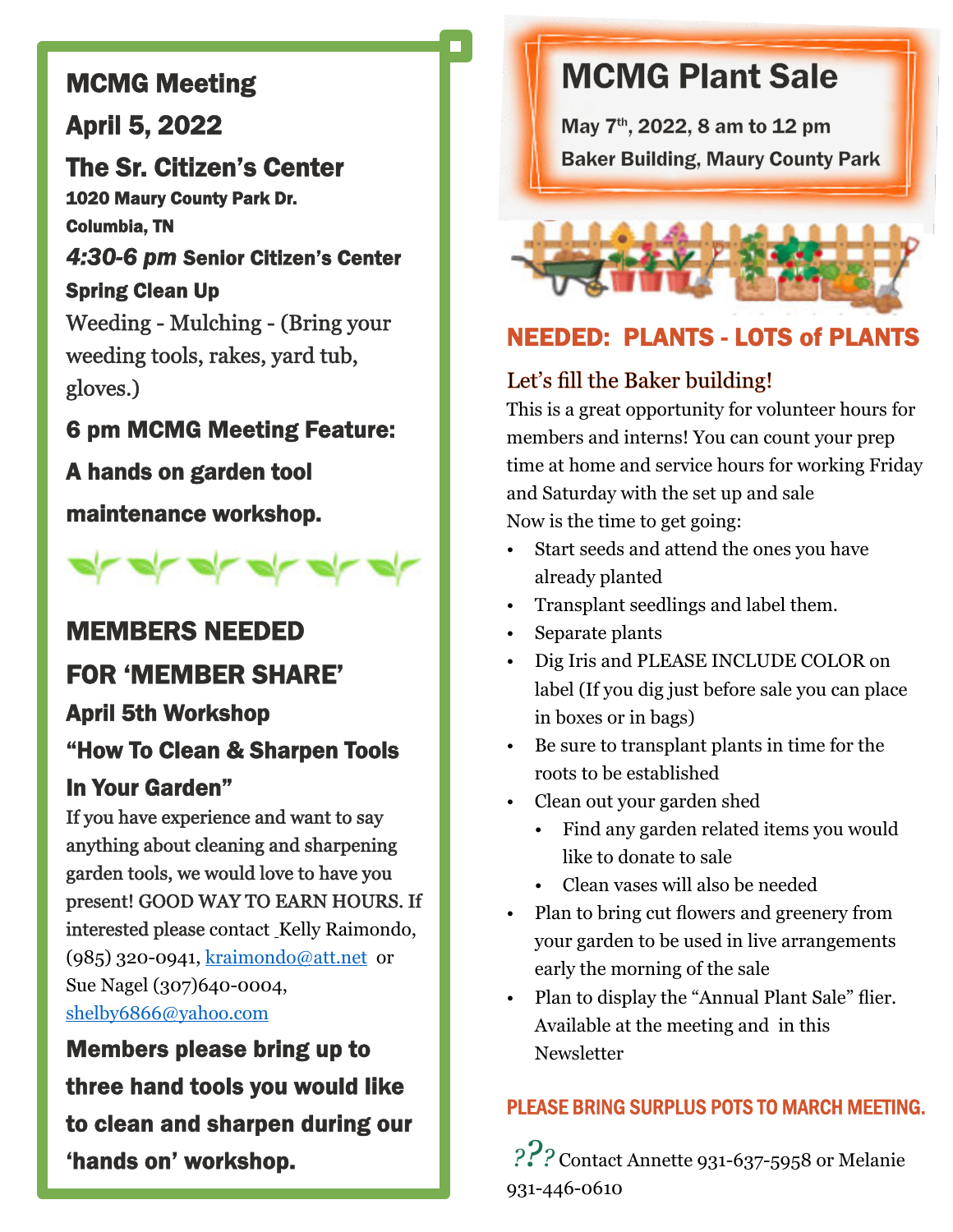## MCMG Meeting

## April 5, 2022

## The Sr. Citizen's Center

**1020 Maury County Park Dr.**

**Columbia, TN**

***4:30-6 pm*** **Senior Citizen's Center Spring Clean Up**

Weeding - Mulching - (Bring your weeding tools, rakes, yard tub, gloves.)

**6 pm MCMG Meeting Feature: A hands on garden tool maintenance workshop.**

## MEMBERS NEEDED FOR 'MEMBER SHARE'

### April 5th Workshop

### "How To Clean & Sharpen Tools In Your Garden"

If you have experience and want to say anything about cleaning and sharpening garden tools, we would love to have you present! GOOD WAY TO EARN HOURS. If interested please contact Kelly Raimondo, (985) 320-0941, kraimondo@att.net or Sue Nagel (307)640-0004, shelby6866@yahoo.com

**Members please bring up to three hand tools you would like to clean and sharpen during our 'hands on' workshop.**

## MCMG Plant Sale

**May 7th, 2022, 8 am to 12 pm**

**Baker Building, Maury County Park**

## NEEDED: PLANTS - LOTS of PLANTS

### Let's fill the Baker building!

This is a great opportunity for volunteer hours for members and interns! You can count your prep time at home and service hours for working Friday and Saturday with the set up and sale

Now is the time to get going:

- Start seeds and attend the ones you have already planted
- Transplant seedlings and label them.
- Separate plants
- Dig Iris and PLEASE INCLUDE COLOR on label (If you dig just before sale you can place in boxes or in bags)
- Be sure to transplant plants in time for the roots to be established
- Clean out your garden shed
  - Find any garden related items you would like to donate to sale
  - Clean vases will also be needed
- Plan to bring cut flowers and greenery from your garden to be used in live arrangements early the morning of the sale
- Plan to display the "Annual Plant Sale" flier. Available at the meeting and in this Newsletter

**PLEASE BRING SURPLUS POTS TO MARCH MEETING.**

??? Contact Annette 931-637-5958 or Melanie 931-446-0610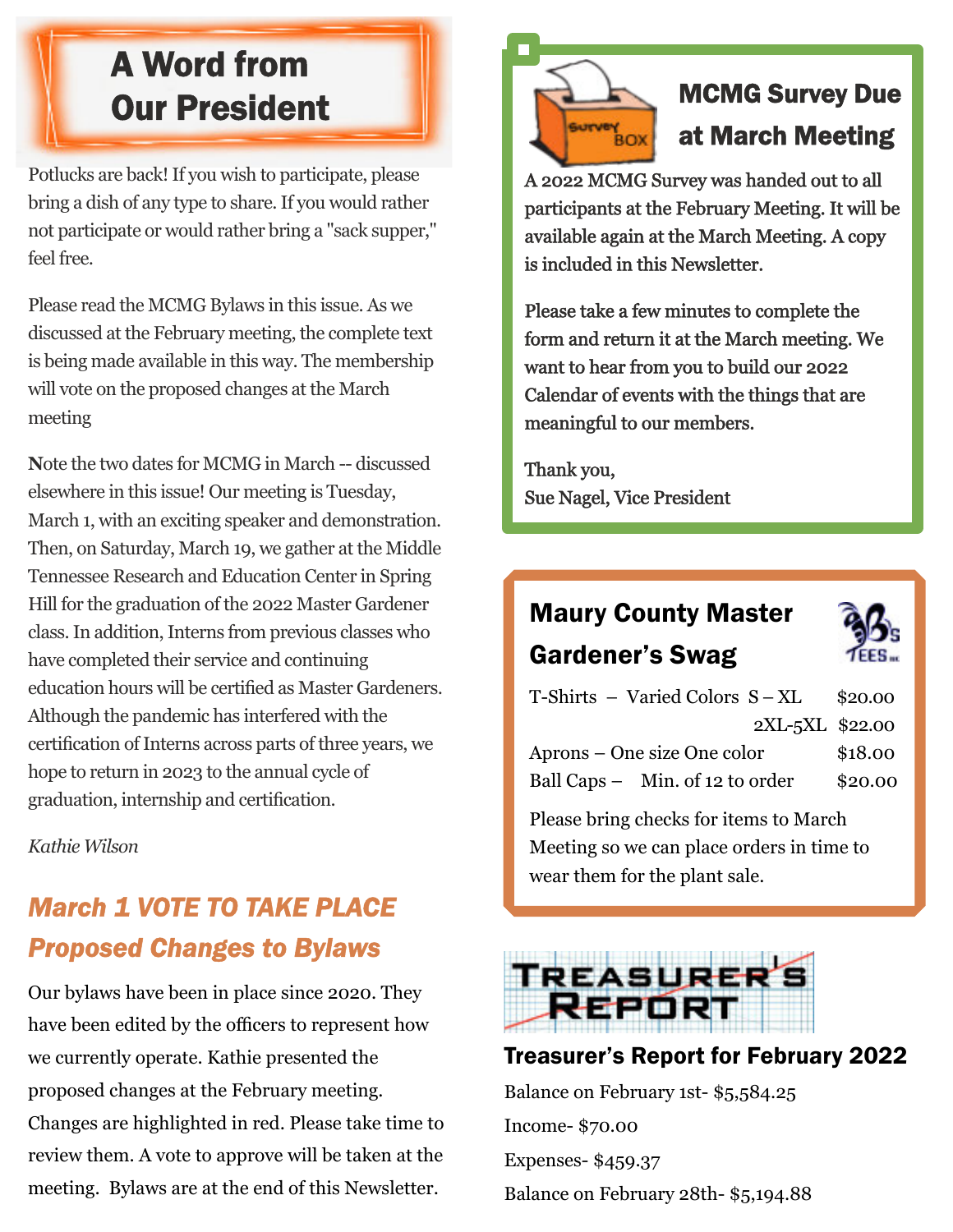## A Word from Our President

Potlucks are back! If you wish to participate, please bring a dish of any type to share. If you would rather not participate or would rather bring a "sack supper," feel free.

Please read the MCMG Bylaws in this issue. As we discussed at the February meeting, the complete text is being made available in this way. The membership will vote on the proposed changes at the March meeting

**N**ote the two dates for MCMG in March -- discussed elsewhere in this issue! Our meeting is Tuesday, March 1, with an exciting speaker and demonstration. Then, on Saturday, March 19, we gather at the Middle Tennessee Research and Education Center in Spring Hill for the graduation of the 2022 Master Gardener class. In addition, Interns from previous classes who have completed their service and continuing education hours will be certified as Master Gardeners. Although the pandemic has interfered with the certification of Interns across parts of three years, we hope to return in 2023 to the annual cycle of graduation, internship and certification.

*Kathie Wilson*

## *March 1 VOTE TO TAKE PLACE Proposed Changes to Bylaws*

Our bylaws have been in place since 2020. They have been edited by the officers to represent how we currently operate. Kathie presented the proposed changes at the February meeting. Changes are highlighted in red. Please take time to review them. A vote to approve will be taken at the meeting. Bylaws are at the end of this Newsletter.

## MCMG Survey Due at March Meeting

A 2022 MCMG Survey was handed out to all participants at the February Meeting. It will be available again at the March Meeting. A copy is included in this Newsletter.

Please take a few minutes to complete the form and return it at the March meeting. We want to hear from you to build our 2022 Calendar of events with the things that are meaningful to our members.

Thank you,
Sue Nagel, Vice President

## Maury County Master Gardener's Swag

| Item | Details | Price |
|---|---|---|
| T-Shirts – Varied Colors | S – XL | $20.00 |
| | 2XL-5XL | $22.00 |
| Aprons – One size One color | | $18.00 |
| Ball Caps – | Min. of 12 to order | $20.00 |

Please bring checks for items to March Meeting so we can place orders in time to wear them for the plant sale.

## Treasurer's Report

### Treasurer's Report for February 2022

Balance on February 1st- $5,584.25

Income- $70.00

Expenses- $459.37

Balance on February 28th- $5,194.88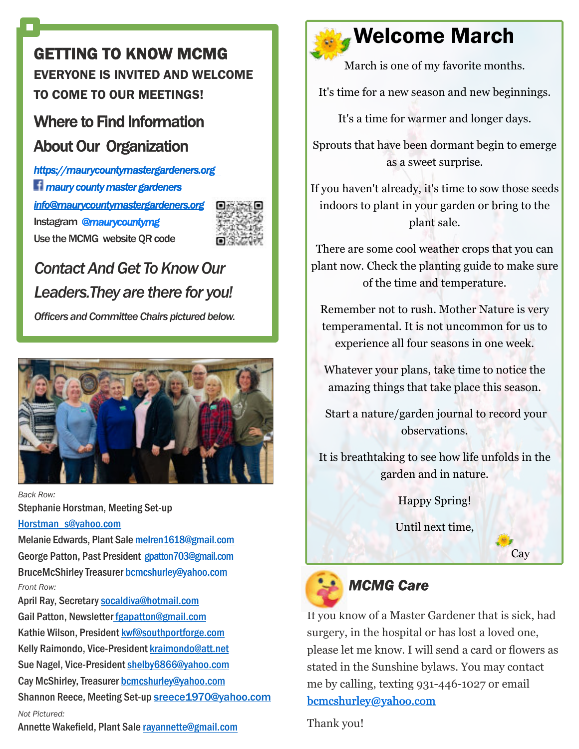## GETTING TO KNOW MCMG

**EVERYONE IS INVITED AND WELCOME TO COME TO OUR MEETINGS!**

### Where to Find Information About Our Organization

*https://maurycountymastergardeners.org*

*maury county master gardeners*

*info@maurycountymastergardeners.org*

Instagram *@maurycountymg*

Use the MCMG website QR code

### *Contact And Get To Know Our Leaders.They are there for you!*

*Officers and Committee Chairs pictured below.*

*Back Row:*

Stephanie Horstman, Meeting Set-up Horstman_s@yahoo.com

Melanie Edwards, Plant Sale melren1618@gmail.com

George Patton, Past President gpatton703@gmail.com

BruceMcShirley Treasurer bcmcshurley@yahoo.com

*Front Row:*

April Ray, Secretary socaldiva@hotmail.com

Gail Patton, Newsletter fgapatton@gmail.com

Kathie Wilson, President kwf@southportforge.com

Kelly Raimondo, Vice-President kraimondo@att.net

Sue Nagel, Vice-President shelby6866@yahoo.com

Cay McShirley, Treasurer bcmcshurley@yahoo.com

Shannon Reece, Meeting Set-up sreece1970@yahoo.com

*Not Pictured:*

Annette Wakefield, Plant Sale rayannette@gmail.com

## Welcome March

March is one of my favorite months.

It's time for a new season and new beginnings.

It's a time for warmer and longer days.

Sprouts that have been dormant begin to emerge as a sweet surprise.

If you haven't already, it's time to sow those seeds indoors to plant in your garden or bring to the plant sale.

There are some cool weather crops that you can plant now. Check the planting guide to make sure of the time and temperature.

Remember not to rush. Mother Nature is very temperamental. It is not uncommon for us to experience all four seasons in one week.

Whatever your plans, take time to notice the amazing things that take place this season.

Start a nature/garden journal to record your observations.

It is breathtaking to see how life unfolds in the garden and in nature.

Happy Spring!

Until next time,

Cay

## *MCMG Care*

If you know of a Master Gardener that is sick, had surgery, in the hospital or has lost a loved one, please let me know. I will send a card or flowers as stated in the Sunshine bylaws. You may contact me by calling, texting 931-446-1027 or email bcmcshurley@yahoo.com

Thank you!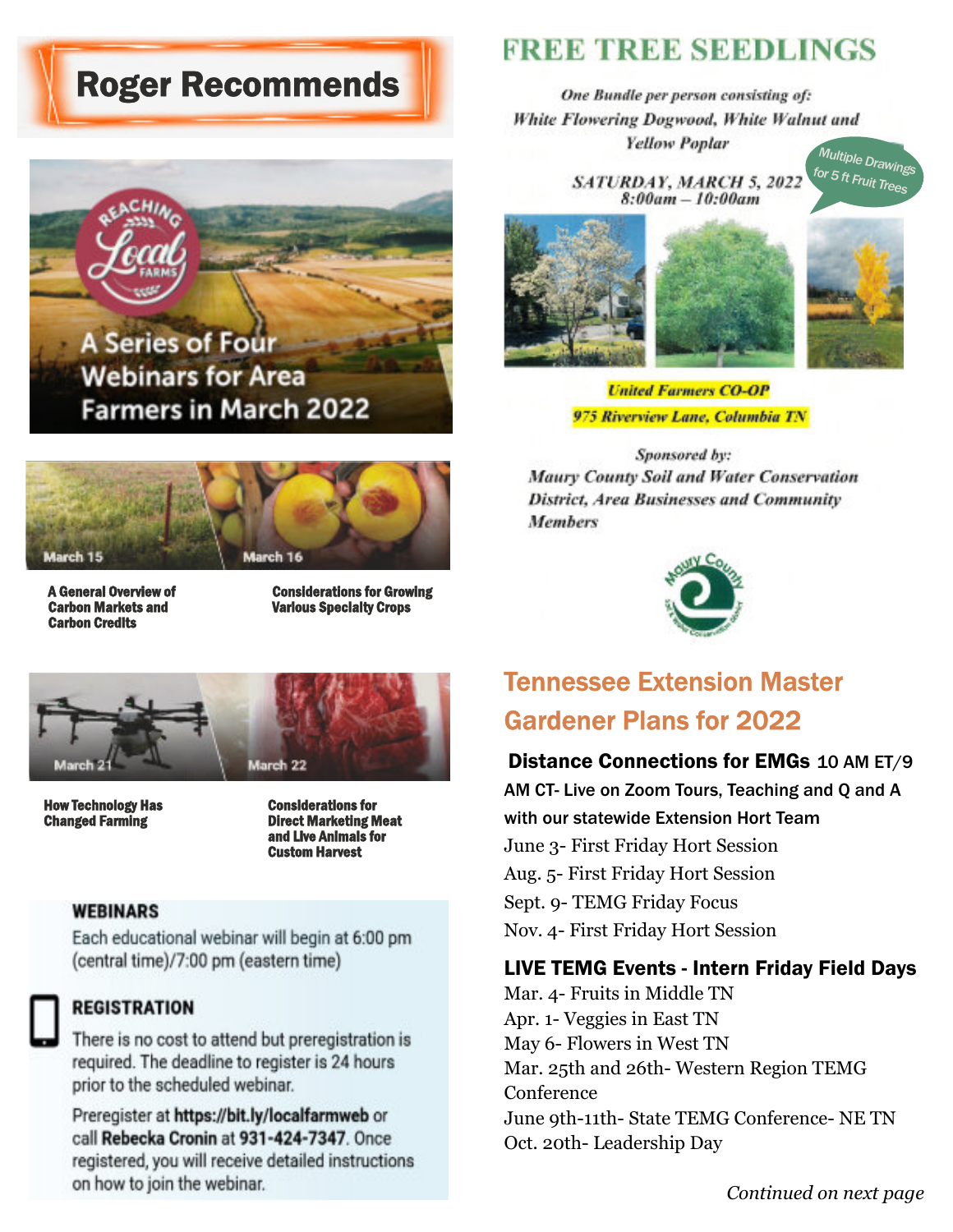# Roger Recommends

Reaching Local Farms

A Series of Four Webinars for Area Farmers in March 2022

March 15 — A General Overview of Carbon Markets and Carbon Credits

March 16 — Considerations for Growing Various Specialty Crops

March 21 — How Technology Has Changed Farming

March 22 — Considerations for Direct Marketing Meat and Live Animals for Custom Harvest

**WEBINARS**

Each educational webinar will begin at 6:00 pm (central time)/7:00 pm (eastern time)

**REGISTRATION**

There is no cost to attend but preregistration is required. The deadline to register is 24 hours prior to the scheduled webinar.

Preregister at **https://bit.ly/localfarmweb** or call **Rebecka Cronin** at **931-424-7347**. Once registered, you will receive detailed instructions on how to join the webinar.

# FREE TREE SEEDLINGS

*One Bundle per person consisting of: White Flowering Dogwood, White Walnut and Yellow Poplar*

*SATURDAY, MARCH 5, 2022*
*8:00am – 10:00am*

Multiple Drawings for 5 ft Fruit Trees

***United Farmers CO-OP***
***975 Riverview Lane, Columbia TN***

*Sponsored by: Maury County Soil and Water Conservation District, Area Businesses and Community Members*

## Tennessee Extension Master Gardener Plans for 2022

**Distance Connections for EMGs** 10 AM ET/9 AM CT- Live on Zoom Tours, Teaching and Q and A with our statewide Extension Hort Team

June 3- First Friday Hort Session
Aug. 5- First Friday Hort Session
Sept. 9- TEMG Friday Focus
Nov. 4- First Friday Hort Session

**LIVE TEMG Events - Intern Friday Field Days**

Mar. 4- Fruits in Middle TN
Apr. 1- Veggies in East TN
May 6- Flowers in West TN
Mar. 25th and 26th- Western Region TEMG Conference
June 9th-11th- State TEMG Conference- NE TN
Oct. 20th- Leadership Day

*Continued on next page*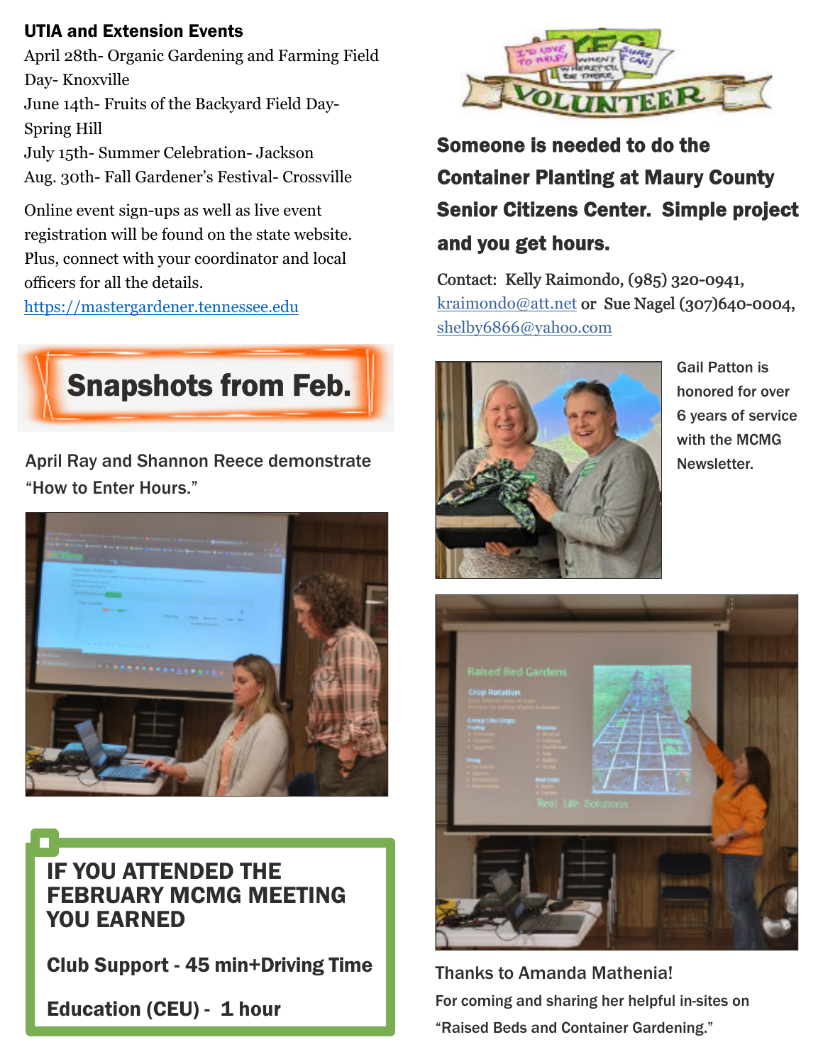## UTIA and Extension Events

April 28th- Organic Gardening and Farming Field Day- Knoxville
June 14th- Fruits of the Backyard Field Day- Spring Hill
July 15th- Summer Celebration- Jackson
Aug. 30th- Fall Gardener's Festival- Crossville

Online event sign-ups as well as live event registration will be found on the state website. Plus, connect with your coordinator and local officers for all the details.
https://mastergardener.tennessee.edu

## Snapshots from Feb.

April Ray and Shannon Reece demonstrate "How to Enter Hours."

**IF YOU ATTENDED THE FEBRUARY MCMG MEETING YOU EARNED**

**Club Support - 45 min+Driving Time**

**Education (CEU) - 1 hour**

**Someone is needed to do the Container Planting at Maury County Senior Citizens Center. Simple project and you get hours.**

Contact: Kelly Raimondo, (985) 320-0941, kraimondo@att.net **or** Sue Nagel (307)640-0004, shelby6866@yahoo.com

Gail Patton is honored for over 6 years of service with the MCMG Newsletter.

Thanks to Amanda Mathenia!
For coming and sharing her helpful in-sites on "Raised Beds and Container Gardening."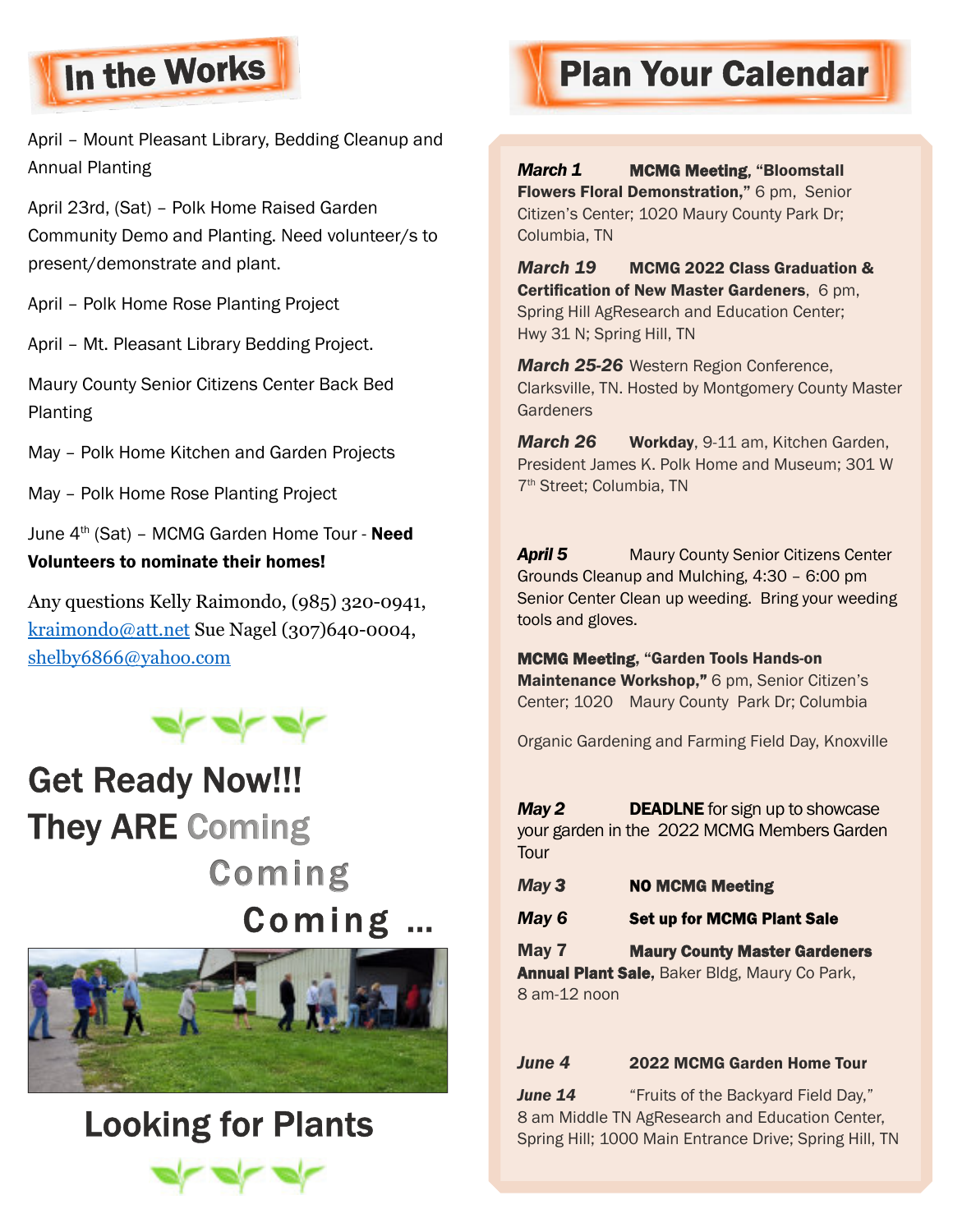## In the Works

April – Mount Pleasant Library, Bedding Cleanup and Annual Planting

April 23rd, (Sat) – Polk Home Raised Garden Community Demo and Planting. Need volunteer/s to present/demonstrate and plant.

April – Polk Home Rose Planting Project

April – Mt. Pleasant Library Bedding Project.

Maury County Senior Citizens Center Back Bed Planting

May – Polk Home Kitchen and Garden Projects

May – Polk Home Rose Planting Project

June 4th (Sat) – MCMG Garden Home Tour - **Need Volunteers to nominate their homes!**

Any questions Kelly Raimondo, (985) 320-0941, kraimondo@att.net Sue Nagel (307)640-0004, shelby6866@yahoo.com

# Get Ready Now!!! They ARE Coming Coming Coming ...

## Looking for Plants

## Plan Your Calendar

***March 1*** **MCMG Meeting, "Bloomstall Flowers Floral Demonstration,"** 6 pm, Senior Citizen's Center; 1020 Maury County Park Dr; Columbia, TN

***March 19*** **MCMG 2022 Class Graduation & Certification of New Master Gardeners**, 6 pm, Spring Hill AgResearch and Education Center; Hwy 31 N; Spring Hill, TN

***March 25-26*** Western Region Conference, Clarksville, TN. Hosted by Montgomery County Master Gardeners

***March 26*** **Workday**, 9-11 am, Kitchen Garden, President James K. Polk Home and Museum; 301 W 7th Street; Columbia, TN

***April 5*** Maury County Senior Citizens Center Grounds Cleanup and Mulching, 4:30 – 6:00 pm Senior Center Clean up weeding. Bring your weeding tools and gloves.

**MCMG Meeting, "Garden Tools Hands-on Maintenance Workshop,"** 6 pm, Senior Citizen's Center; 1020 Maury County Park Dr; Columbia

Organic Gardening and Farming Field Day, Knoxville

***May 2*** **DEADLNE** for sign up to showcase your garden in the 2022 MCMG Members Garden Tour

***May 3*** **NO MCMG Meeting**

***May 6*** **Set up for MCMG Plant Sale**

**May 7** **Maury County Master Gardeners Annual Plant Sale**, Baker Bldg, Maury Co Park, 8 am-12 noon

***June 4*** **2022 MCMG Garden Home Tour**

***June 14*** "Fruits of the Backyard Field Day," 8 am Middle TN AgResearch and Education Center, Spring Hill; 1000 Main Entrance Drive; Spring Hill, TN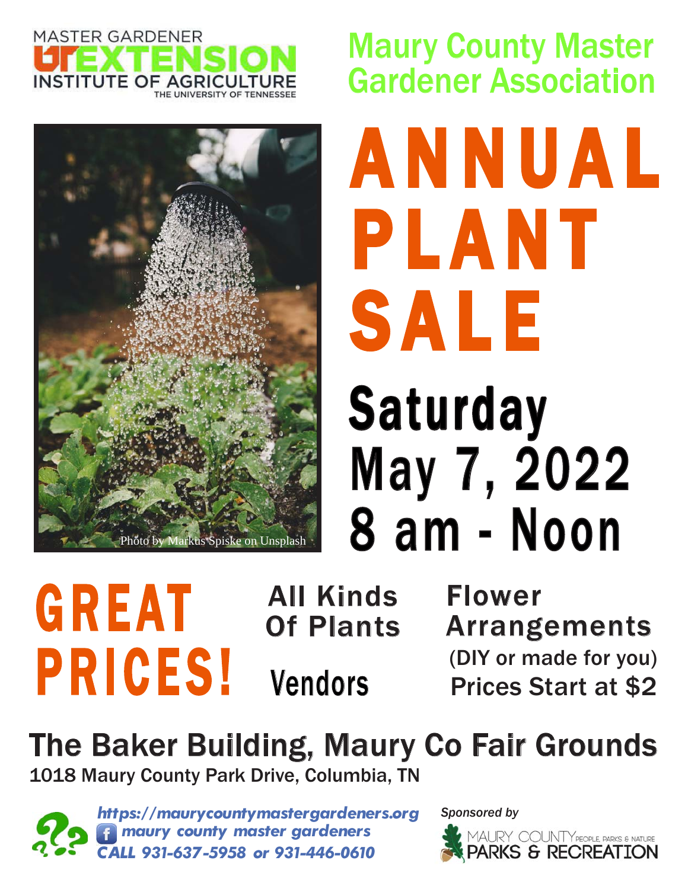MASTER GARDENER
UT EXTENSION
INSTITUTE OF AGRICULTURE
THE UNIVERSITY OF TENNESSEE

## Maury County Master Gardener Association

# ANNUAL PLANT SALE

## Saturday May 7, 2022 8 am - Noon

Photo by Markus Spiske on Unsplash

# GREAT PRICES!

**All Kinds Of Plants**

**Vendors**

**Flower Arrangements**
(DIY or made for you)
Prices Start at $2

## The Baker Building, Maury Co Fair Grounds

1018 Maury County Park Drive, Columbia, TN

***https://maurycountymastergardeners.org***
***maury county master gardeners***
***CALL 931-637-5958 or 931-446-0610***

*Sponsored by*
MAURY COUNTY PEOPLE, PARKS & NATURE
PARKS & RECREATION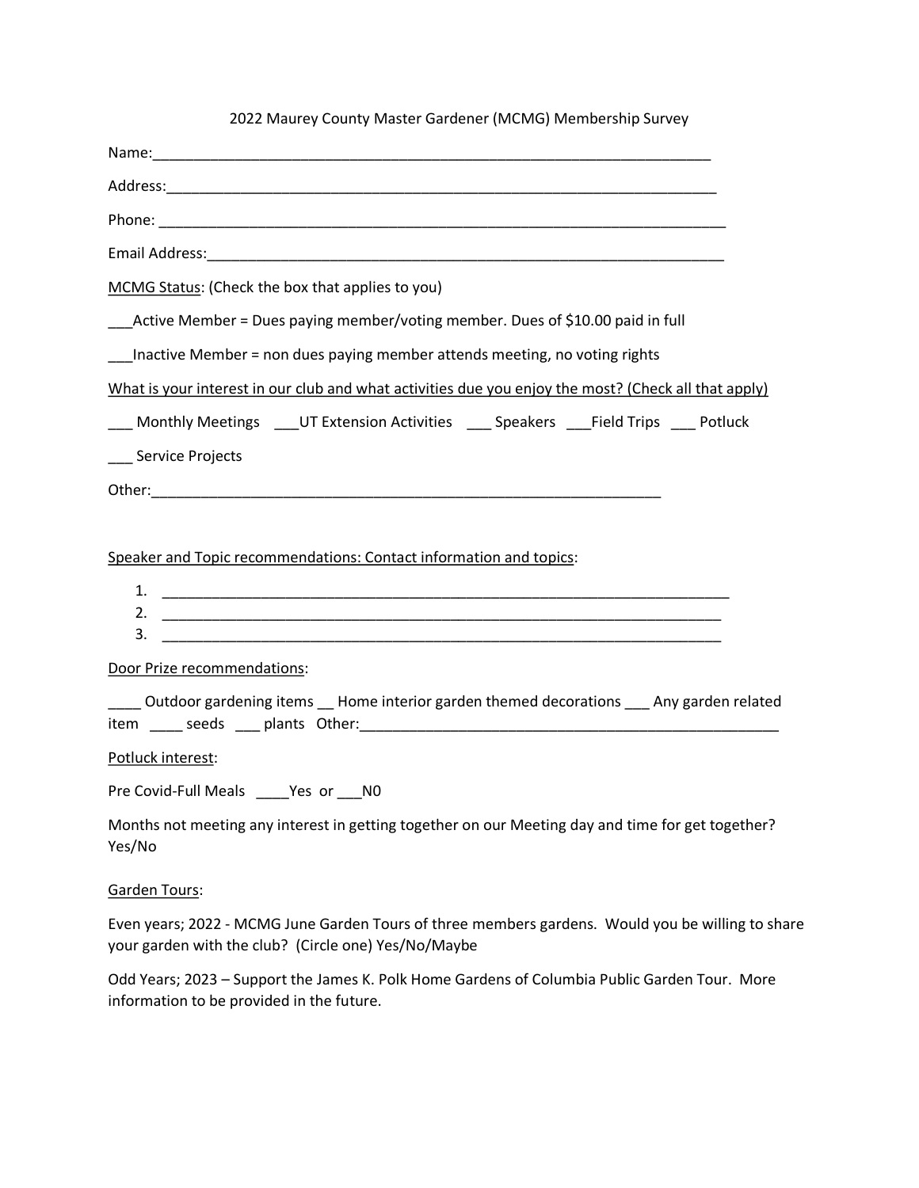# 2022 Maurey County Master Gardener (MCMG) Membership Survey

Name:_______________________________________________________________________

Address:_____________________________________________________________________

Phone: ______________________________________________________________________

Email Address:________________________________________________________________

<u>MCMG Status</u>: (Check the box that applies to you)

___Active Member = Dues paying member/voting member. Dues of $10.00 paid in full

___Inactive Member = non dues paying member attends meeting, no voting rights

<u>What is your interest in our club and what activities due you enjoy the most? (Check all that apply)</u>

___ Monthly Meetings ___UT Extension Activities ___ Speakers ___Field Trips ___ Potluck

___ Service Projects

Other:_______________________________________________________________

<u>Speaker and Topic recommendations: Contact information and topics</u>:

1. ___________________________________________________________________
2. ___________________________________________________________________
3. ___________________________________________________________________

<u>Door Prize recommendations</u>:

____ Outdoor gardening items __ Home interior garden themed decorations ___ Any garden related item ____ seeds ___ plants Other:__________________________________________________

<u>Potluck interest</u>:

Pre Covid-Full Meals ____Yes or ___N0

Months not meeting any interest in getting together on our Meeting day and time for get together? Yes/No

<u>Garden Tours</u>:

Even years; 2022 - MCMG June Garden Tours of three members gardens. Would you be willing to share your garden with the club? (Circle one) Yes/No/Maybe

Odd Years; 2023 – Support the James K. Polk Home Gardens of Columbia Public Garden Tour. More information to be provided in the future.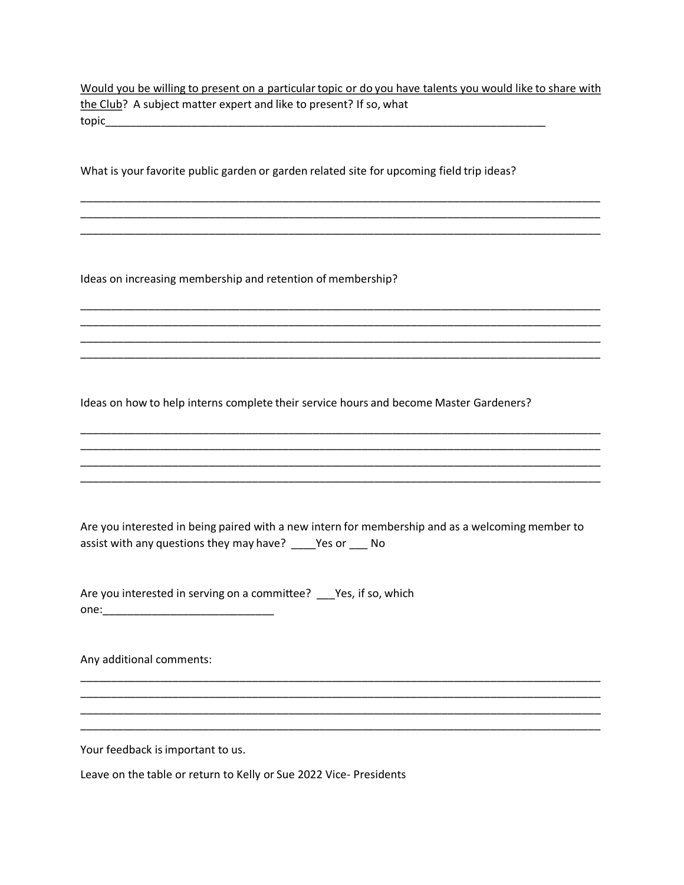Would you be willing to present on a particular topic or do you have talents you would like to share with the Club? A subject matter expert and like to present? If so, what topic____________________________________________________________________________

What is your favorite public garden or garden related site for upcoming field trip ideas?

__________________________________________________________________________________________
__________________________________________________________________________________________
__________________________________________________________________________________________

Ideas on increasing membership and retention of membership?

__________________________________________________________________________________________
__________________________________________________________________________________________
__________________________________________________________________________________________
__________________________________________________________________________________________

Ideas on how to help interns complete their service hours and become Master Gardeners?

__________________________________________________________________________________________
__________________________________________________________________________________________
__________________________________________________________________________________________
__________________________________________________________________________________________

Are you interested in being paired with a new intern for membership and as a welcoming member to assist with any questions they may have? ____Yes or ___ No

Are you interested in serving on a committee? ___Yes, if so, which one:____________________________

Any additional comments:

__________________________________________________________________________________________
__________________________________________________________________________________________
__________________________________________________________________________________________
__________________________________________________________________________________________

Your feedback is important to us.

Leave on the table or return to Kelly or Sue 2022 Vice- Presidents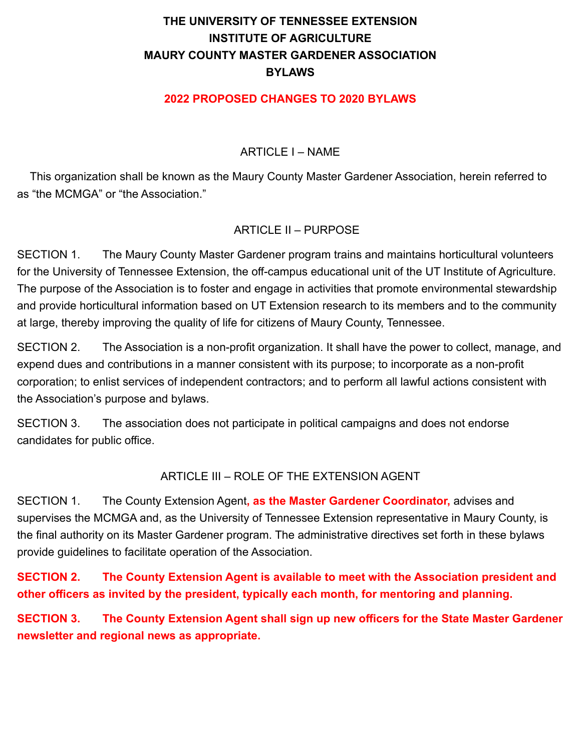**THE UNIVERSITY OF TENNESSEE EXTENSION**
**INSTITUTE OF AGRICULTURE**
**MAURY COUNTY MASTER GARDENER ASSOCIATION**
**BYLAWS**

**2022 PROPOSED CHANGES TO 2020 BYLAWS**

## ARTICLE I – NAME

This organization shall be known as the Maury County Master Gardener Association, herein referred to as "the MCMGA" or "the Association."

## ARTICLE II – PURPOSE

SECTION 1. The Maury County Master Gardener program trains and maintains horticultural volunteers for the University of Tennessee Extension, the off-campus educational unit of the UT Institute of Agriculture. The purpose of the Association is to foster and engage in activities that promote environmental stewardship and provide horticultural information based on UT Extension research to its members and to the community at large, thereby improving the quality of life for citizens of Maury County, Tennessee.

SECTION 2. The Association is a non-profit organization. It shall have the power to collect, manage, and expend dues and contributions in a manner consistent with its purpose; to incorporate as a non-profit corporation; to enlist services of independent contractors; and to perform all lawful actions consistent with the Association's purpose and bylaws.

SECTION 3. The association does not participate in political campaigns and does not endorse candidates for public office.

## ARTICLE III – ROLE OF THE EXTENSION AGENT

SECTION 1. The County Extension Agent**, as the Master Gardener Coordinator,** advises and supervises the MCMGA and, as the University of Tennessee Extension representative in Maury County, is the final authority on its Master Gardener program. The administrative directives set forth in these bylaws provide guidelines to facilitate operation of the Association.

**SECTION 2. The County Extension Agent is available to meet with the Association president and other officers as invited by the president, typically each month, for mentoring and planning.**

**SECTION 3. The County Extension Agent shall sign up new officers for the State Master Gardener newsletter and regional news as appropriate.**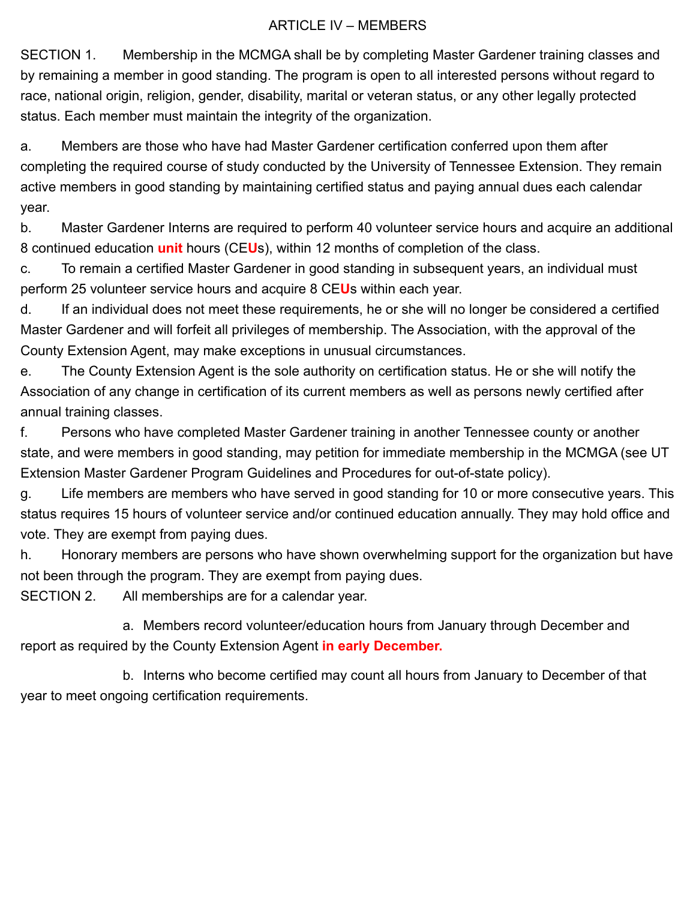## ARTICLE IV – MEMBERS

SECTION 1. Membership in the MCMGA shall be by completing Master Gardener training classes and by remaining a member in good standing. The program is open to all interested persons without regard to race, national origin, religion, gender, disability, marital or veteran status, or any other legally protected status. Each member must maintain the integrity of the organization.

a. Members are those who have had Master Gardener certification conferred upon them after completing the required course of study conducted by the University of Tennessee Extension. They remain active members in good standing by maintaining certified status and paying annual dues each calendar year.

b. Master Gardener Interns are required to perform 40 volunteer service hours and acquire an additional 8 continued education **unit** hours (CE**U**s), within 12 months of completion of the class.

c. To remain a certified Master Gardener in good standing in subsequent years, an individual must perform 25 volunteer service hours and acquire 8 CE**U**s within each year.

d. If an individual does not meet these requirements, he or she will no longer be considered a certified Master Gardener and will forfeit all privileges of membership. The Association, with the approval of the County Extension Agent, may make exceptions in unusual circumstances.

e. The County Extension Agent is the sole authority on certification status. He or she will notify the Association of any change in certification of its current members as well as persons newly certified after annual training classes.

f. Persons who have completed Master Gardener training in another Tennessee county or another state, and were members in good standing, may petition for immediate membership in the MCMGA (see UT Extension Master Gardener Program Guidelines and Procedures for out-of-state policy).

g. Life members are members who have served in good standing for 10 or more consecutive years. This status requires 15 hours of volunteer service and/or continued education annually. They may hold office and vote. They are exempt from paying dues.

h. Honorary members are persons who have shown overwhelming support for the organization but have not been through the program. They are exempt from paying dues.

SECTION 2. All memberships are for a calendar year.

a. Members record volunteer/education hours from January through December and report as required by the County Extension Agent **in early December.**

b. Interns who become certified may count all hours from January to December of that year to meet ongoing certification requirements.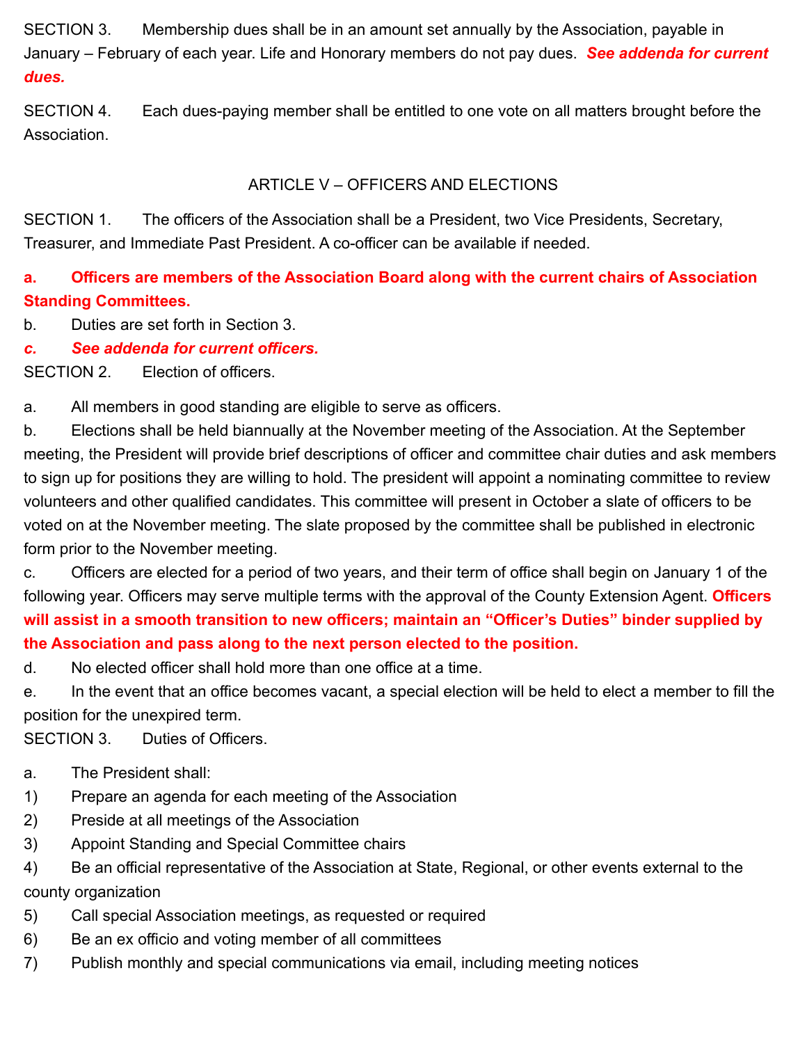SECTION 3. Membership dues shall be in an amount set annually by the Association, payable in January – February of each year. Life and Honorary members do not pay dues. ***See addenda for current dues.***

SECTION 4. Each dues-paying member shall be entitled to one vote on all matters brought before the Association.

## ARTICLE V – OFFICERS AND ELECTIONS

SECTION 1. The officers of the Association shall be a President, two Vice Presidents, Secretary, Treasurer, and Immediate Past President. A co-officer can be available if needed.

**a. Officers are members of the Association Board along with the current chairs of Association Standing Committees.**

b. Duties are set forth in Section 3.

***c. See addenda for current officers.***

SECTION 2. Election of officers.

a. All members in good standing are eligible to serve as officers.

b. Elections shall be held biannually at the November meeting of the Association. At the September meeting, the President will provide brief descriptions of officer and committee chair duties and ask members to sign up for positions they are willing to hold. The president will appoint a nominating committee to review volunteers and other qualified candidates. This committee will present in October a slate of officers to be voted on at the November meeting. The slate proposed by the committee shall be published in electronic form prior to the November meeting.

c. Officers are elected for a period of two years, and their term of office shall begin on January 1 of the following year. Officers may serve multiple terms with the approval of the County Extension Agent. **Officers will assist in a smooth transition to new officers; maintain an "Officer's Duties" binder supplied by the Association and pass along to the next person elected to the position.**

d. No elected officer shall hold more than one office at a time.

e. In the event that an office becomes vacant, a special election will be held to elect a member to fill the position for the unexpired term.

SECTION 3. Duties of Officers.

a. The President shall:

1) Prepare an agenda for each meeting of the Association
2) Preside at all meetings of the Association
3) Appoint Standing and Special Committee chairs
4) Be an official representative of the Association at State, Regional, or other events external to the county organization
5) Call special Association meetings, as requested or required
6) Be an ex officio and voting member of all committees
7) Publish monthly and special communications via email, including meeting notices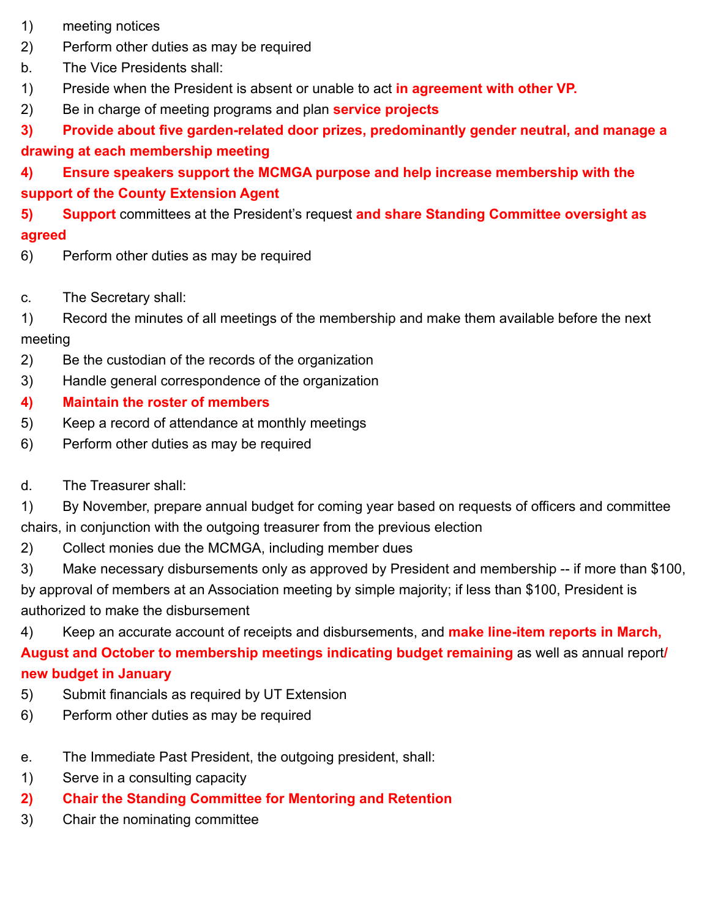1) meeting notices

2) Perform other duties as may be required

b. The Vice Presidents shall:

1) Preside when the President is absent or unable to act **in agreement with other VP.**

2) Be in charge of meeting programs and plan **service projects**

**3) Provide about five garden-related door prizes, predominantly gender neutral, and manage a drawing at each membership meeting**

**4) Ensure speakers support the MCMGA purpose and help increase membership with the support of the County Extension Agent**

**5) Support** committees at the President's request **and share Standing Committee oversight as agreed**

6) Perform other duties as may be required

c. The Secretary shall:

1) Record the minutes of all meetings of the membership and make them available before the next meeting

2) Be the custodian of the records of the organization

3) Handle general correspondence of the organization

**4) Maintain the roster of members**

5) Keep a record of attendance at monthly meetings

6) Perform other duties as may be required

d. The Treasurer shall:

1) By November, prepare annual budget for coming year based on requests of officers and committee chairs, in conjunction with the outgoing treasurer from the previous election

2) Collect monies due the MCMGA, including member dues

3) Make necessary disbursements only as approved by President and membership -- if more than $100, by approval of members at an Association meeting by simple majority; if less than $100, President is authorized to make the disbursement

4) Keep an accurate account of receipts and disbursements, and **make line-item reports in March, August and October to membership meetings indicating budget remaining** as well as annual report**/ new budget in January**

5) Submit financials as required by UT Extension

6) Perform other duties as may be required

e. The Immediate Past President, the outgoing president, shall:

1) Serve in a consulting capacity

**2) Chair the Standing Committee for Mentoring and Retention**

3) Chair the nominating committee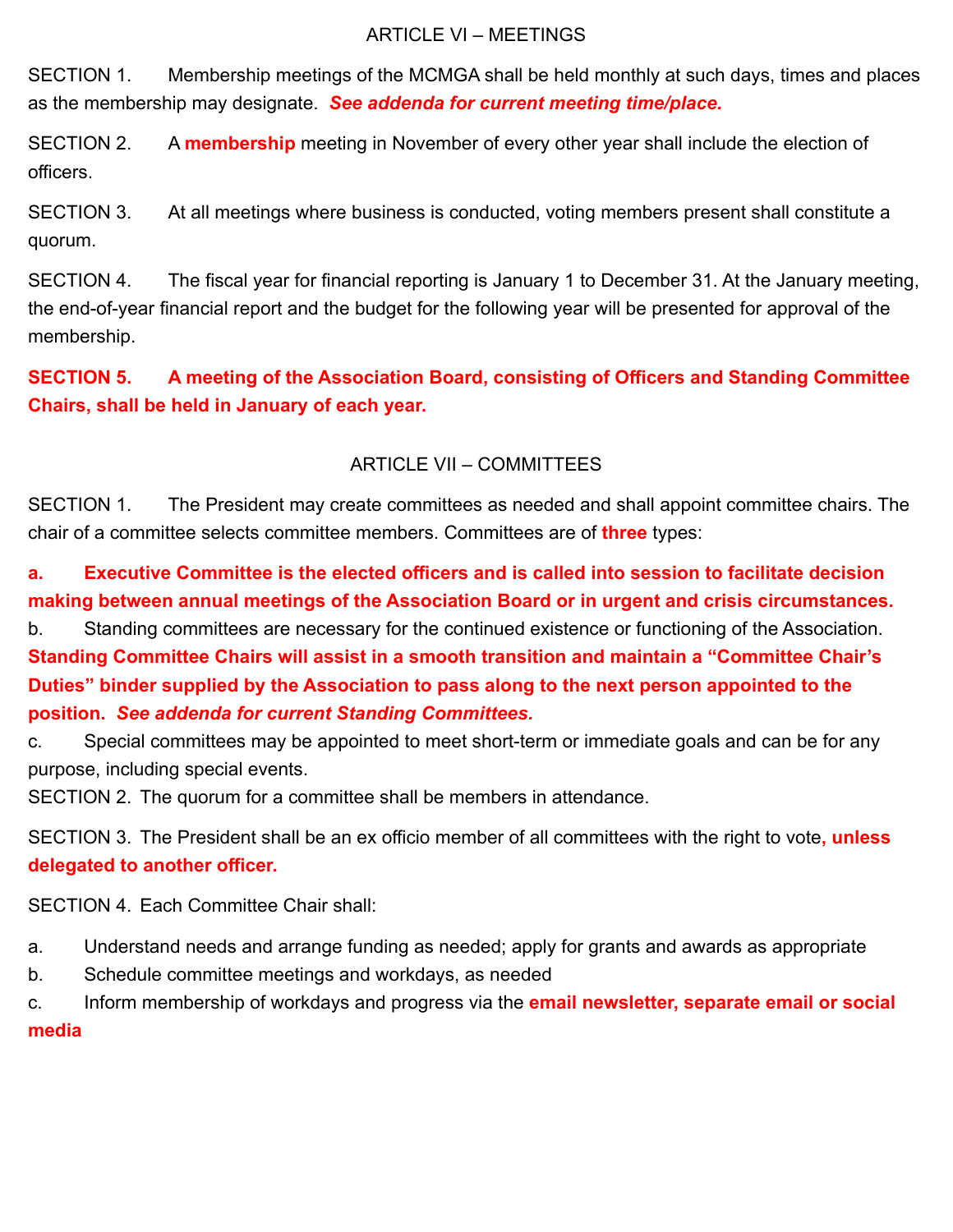## ARTICLE VI – MEETINGS

SECTION 1. Membership meetings of the MCMGA shall be held monthly at such days, times and places as the membership may designate. ***See addenda for current meeting time/place.***

SECTION 2. A **membership** meeting in November of every other year shall include the election of officers.

SECTION 3. At all meetings where business is conducted, voting members present shall constitute a quorum.

SECTION 4. The fiscal year for financial reporting is January 1 to December 31. At the January meeting, the end-of-year financial report and the budget for the following year will be presented for approval of the membership.

**SECTION 5. A meeting of the Association Board, consisting of Officers and Standing Committee Chairs, shall be held in January of each year.**

## ARTICLE VII – COMMITTEES

SECTION 1. The President may create committees as needed and shall appoint committee chairs. The chair of a committee selects committee members. Committees are of **three** types:

**a. Executive Committee is the elected officers and is called into session to facilitate decision making between annual meetings of the Association Board or in urgent and crisis circumstances.**

b. Standing committees are necessary for the continued existence or functioning of the Association. **Standing Committee Chairs will assist in a smooth transition and maintain a "Committee Chair's Duties" binder supplied by the Association to pass along to the next person appointed to the position.** ***See addenda for current Standing Committees.***

c. Special committees may be appointed to meet short-term or immediate goals and can be for any purpose, including special events.

SECTION 2. The quorum for a committee shall be members in attendance.

SECTION 3. The President shall be an ex officio member of all committees with the right to vote**, unless delegated to another officer.**

SECTION 4. Each Committee Chair shall:

a. Understand needs and arrange funding as needed; apply for grants and awards as appropriate

b. Schedule committee meetings and workdays, as needed

c. Inform membership of workdays and progress via the **email newsletter, separate email or social media**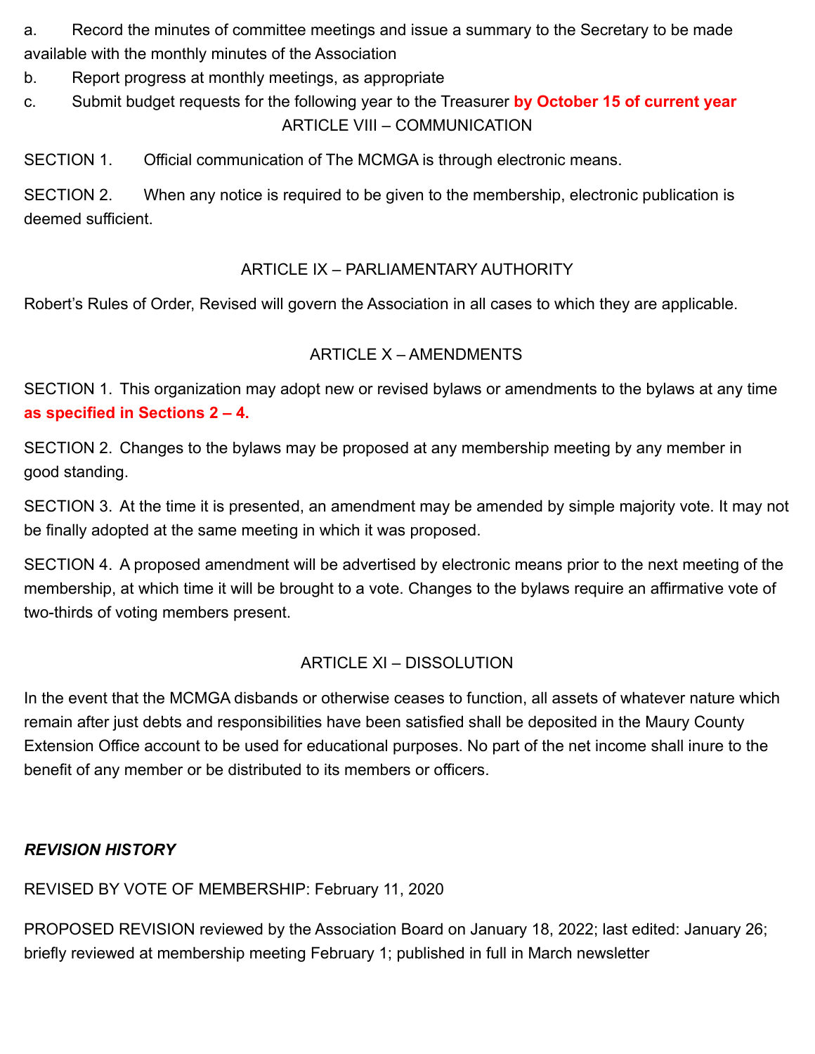a. Record the minutes of committee meetings and issue a summary to the Secretary to be made available with the monthly minutes of the Association

b. Report progress at monthly meetings, as appropriate

c. Submit budget requests for the following year to the Treasurer **by October 15 of current year**

## ARTICLE VIII – COMMUNICATION

SECTION 1. Official communication of The MCMGA is through electronic means.

SECTION 2. When any notice is required to be given to the membership, electronic publication is deemed sufficient.

## ARTICLE IX – PARLIAMENTARY AUTHORITY

Robert's Rules of Order, Revised will govern the Association in all cases to which they are applicable.

## ARTICLE X – AMENDMENTS

SECTION 1. This organization may adopt new or revised bylaws or amendments to the bylaws at any time **as specified in Sections 2 – 4.**

SECTION 2. Changes to the bylaws may be proposed at any membership meeting by any member in good standing.

SECTION 3. At the time it is presented, an amendment may be amended by simple majority vote. It may not be finally adopted at the same meeting in which it was proposed.

SECTION 4. A proposed amendment will be advertised by electronic means prior to the next meeting of the membership, at which time it will be brought to a vote. Changes to the bylaws require an affirmative vote of two-thirds of voting members present.

## ARTICLE XI – DISSOLUTION

In the event that the MCMGA disbands or otherwise ceases to function, all assets of whatever nature which remain after just debts and responsibilities have been satisfied shall be deposited in the Maury County Extension Office account to be used for educational purposes. No part of the net income shall inure to the benefit of any member or be distributed to its members or officers.

***REVISION HISTORY***

REVISED BY VOTE OF MEMBERSHIP: February 11, 2020

PROPOSED REVISION reviewed by the Association Board on January 18, 2022; last edited: January 26; briefly reviewed at membership meeting February 1; published in full in March newsletter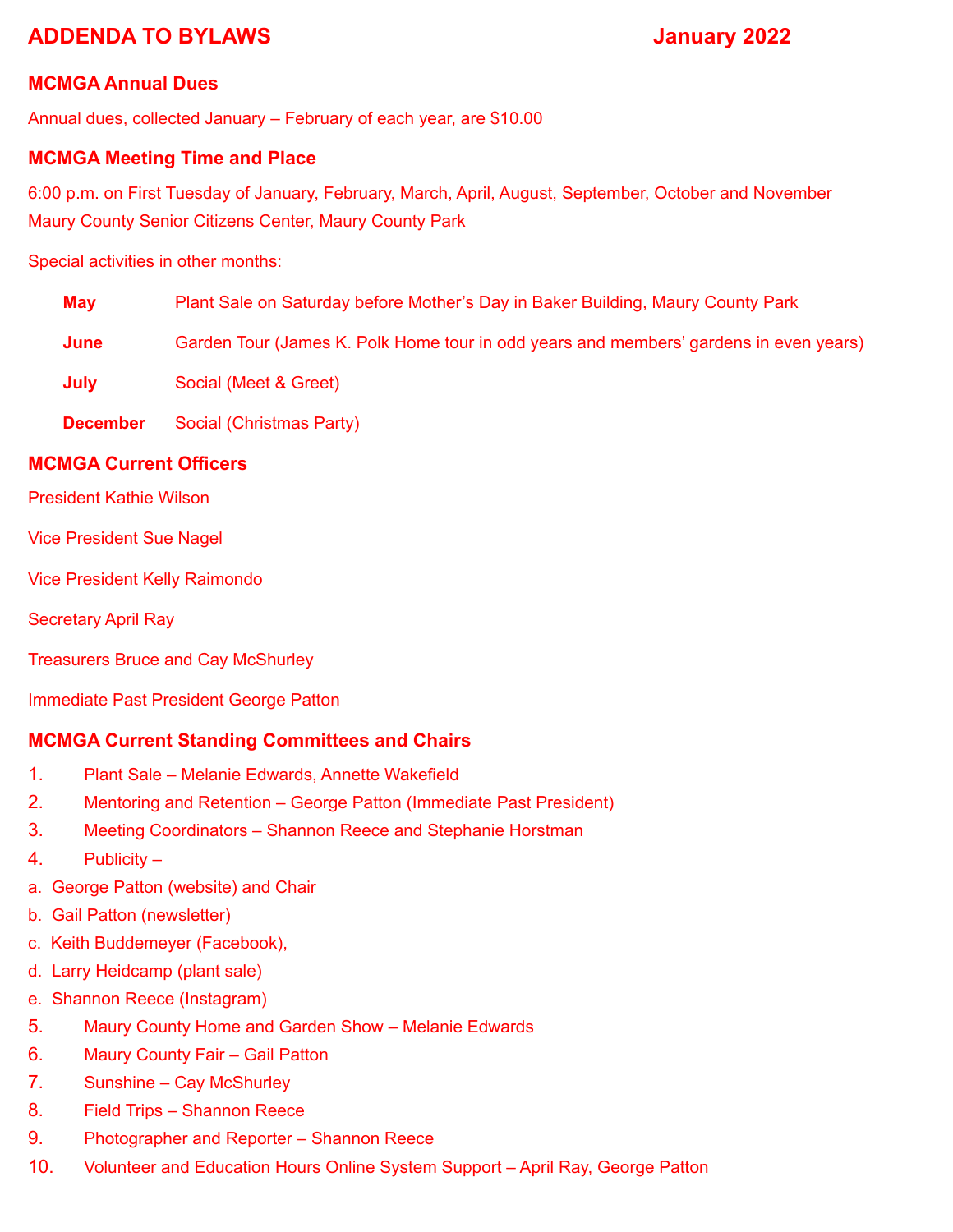# ADDENDA TO BYLAWS January 2022

## MCMGA Annual Dues

Annual dues, collected January – February of each year, are $10.00

## MCMGA Meeting Time and Place

6:00 p.m. on First Tuesday of January, February, March, April, August, September, October and November

Maury County Senior Citizens Center, Maury County Park

Special activities in other months:

| | |
|---|---|
| **May** | Plant Sale on Saturday before Mother's Day in Baker Building, Maury County Park |
| **June** | Garden Tour (James K. Polk Home tour in odd years and members' gardens in even years) |
| **July** | Social (Meet & Greet) |
| **December** | Social (Christmas Party) |

## MCMGA Current Officers

President Kathie Wilson

Vice President Sue Nagel

Vice President Kelly Raimondo

Secretary April Ray

Treasurers Bruce and Cay McShurley

Immediate Past President George Patton

## MCMGA Current Standing Committees and Chairs

1. Plant Sale – Melanie Edwards, Annette Wakefield
2. Mentoring and Retention – George Patton (Immediate Past President)
3. Meeting Coordinators – Shannon Reece and Stephanie Horstman
4. Publicity –
   a. George Patton (website) and Chair
   b. Gail Patton (newsletter)
   c. Keith Buddemeyer (Facebook),
   d. Larry Heidcamp (plant sale)
   e. Shannon Reece (Instagram)
5. Maury County Home and Garden Show – Melanie Edwards
6. Maury County Fair – Gail Patton
7. Sunshine – Cay McShurley
8. Field Trips – Shannon Reece
9. Photographer and Reporter – Shannon Reece
10. Volunteer and Education Hours Online System Support – April Ray, George Patton